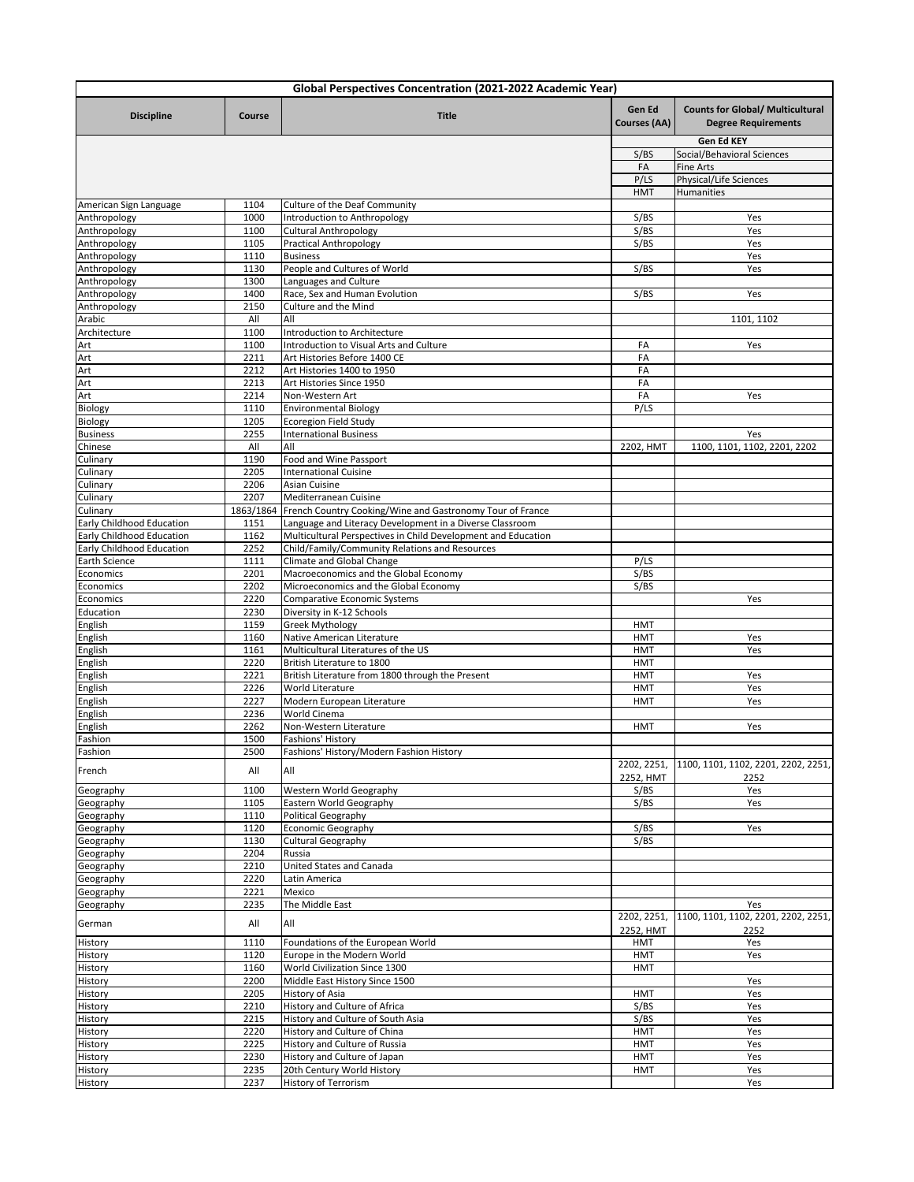# Global Perspectives Concentration (2021-2022 Academic Year)

| Discipline | Course | Title | Gen Ed Courses (AA) | Counts for Global/ Multicultural Degree Requirements |
|---|---|---|---|---|
| | | | **Gen Ed KEY** | |
| | | | S/BS | Social/Behavioral Sciences |
| | | | FA | Fine Arts |
| | | | P/LS | Physical/Life Sciences |
| | | | HMT | Humanities |
| American Sign Language | 1104 | Culture of the Deaf Community | | |
| Anthropology | 1000 | Introduction to Anthropology | S/BS | Yes |
| Anthropology | 1100 | Cultural Anthropology | S/BS | Yes |
| Anthropology | 1105 | Practical Anthropology | S/BS | Yes |
| Anthropology | 1110 | Business | | Yes |
| Anthropology | 1130 | People and Cultures of World | S/BS | Yes |
| Anthropology | 1300 | Languages and Culture | | |
| Anthropology | 1400 | Race, Sex and Human Evolution | S/BS | Yes |
| Anthropology | 2150 | Culture and the Mind | | |
| Arabic | All | All | | 1101, 1102 |
| Architecture | 1100 | Introduction to Architecture | | |
| Art | 1100 | Introduction to Visual Arts and Culture | FA | Yes |
| Art | 2211 | Art Histories Before 1400 CE | FA | |
| Art | 2212 | Art Histories 1400 to 1950 | FA | |
| Art | 2213 | Art Histories Since 1950 | FA | |
| Art | 2214 | Non-Western Art | FA | Yes |
| Biology | 1110 | Environmental Biology | P/LS | |
| Biology | 1205 | Ecoregion Field Study | | |
| Business | 2255 | International Business | | Yes |
| Chinese | All | All | 2202, HMT | 1100, 1101, 1102, 2201, 2202 |
| Culinary | 1190 | Food and Wine Passport | | |
| Culinary | 2205 | International Cuisine | | |
| Culinary | 2206 | Asian Cuisine | | |
| Culinary | 2207 | Mediterranean Cuisine | | |
| Culinary | 1863/1864 | French Country Cooking/Wine and Gastronomy Tour of France | | |
| Early Childhood Education | 1151 | Language and Literacy Development in a Diverse Classroom | | |
| Early Childhood Education | 1162 | Multicultural Perspectives in Child Development and Education | | |
| Early Childhood Education | 2252 | Child/Family/Community Relations and Resources | | |
| Earth Science | 1111 | Climate and Global Change | P/LS | |
| Economics | 2201 | Macroeconomics and the Global Economy | S/BS | |
| Economics | 2202 | Microeconomics and the Global Economy | S/BS | |
| Economics | 2220 | Comparative Economic Systems | | Yes |
| Education | 2230 | Diversity in K-12 Schools | | |
| English | 1159 | Greek Mythology | HMT | |
| English | 1160 | Native American Literature | HMT | Yes |
| English | 1161 | Multicultural Literatures of the US | HMT | Yes |
| English | 2220 | British Literature to 1800 | HMT | |
| English | 2221 | British Literature from 1800 through the Present | HMT | Yes |
| English | 2226 | World Literature | HMT | Yes |
| English | 2227 | Modern European Literature | HMT | Yes |
| English | 2236 | World Cinema | | |
| English | 2262 | Non-Western Literature | HMT | Yes |
| Fashion | 1500 | Fashions' History | | |
| Fashion | 2500 | Fashions' History/Modern Fashion History | | |
| French | All | All | 2202, 2251, 2252, HMT | 1100, 1101, 1102, 2201, 2202, 2251, 2252 |
| Geography | 1100 | Western World Geography | S/BS | Yes |
| Geography | 1105 | Eastern World Geography | S/BS | Yes |
| Geography | 1110 | Political Geography | | |
| Geography | 1120 | Economic Geography | S/BS | Yes |
| Geography | 1130 | Cultural Geography | S/BS | |
| Geography | 2204 | Russia | | |
| Geography | 2210 | United States and Canada | | |
| Geography | 2220 | Latin America | | |
| Geography | 2221 | Mexico | | |
| Geography | 2235 | The Middle East | | Yes |
| German | All | All | 2202, 2251, 2252, HMT | 1100, 1101, 1102, 2201, 2202, 2251, 2252 |
| History | 1110 | Foundations of the European World | HMT | Yes |
| History | 1120 | Europe in the Modern World | HMT | Yes |
| History | 1160 | World Civilization Since 1300 | HMT | |
| History | 2200 | Middle East History Since 1500 | | Yes |
| History | 2205 | History of Asia | HMT | Yes |
| History | 2210 | History and Culture of Africa | S/BS | Yes |
| History | 2215 | History and Culture of South Asia | S/BS | Yes |
| History | 2220 | History and Culture of China | HMT | Yes |
| History | 2225 | History and Culture of Russia | HMT | Yes |
| History | 2230 | History and Culture of Japan | HMT | Yes |
| History | 2235 | 20th Century World History | HMT | Yes |
| History | 2237 | History of Terrorism | | Yes |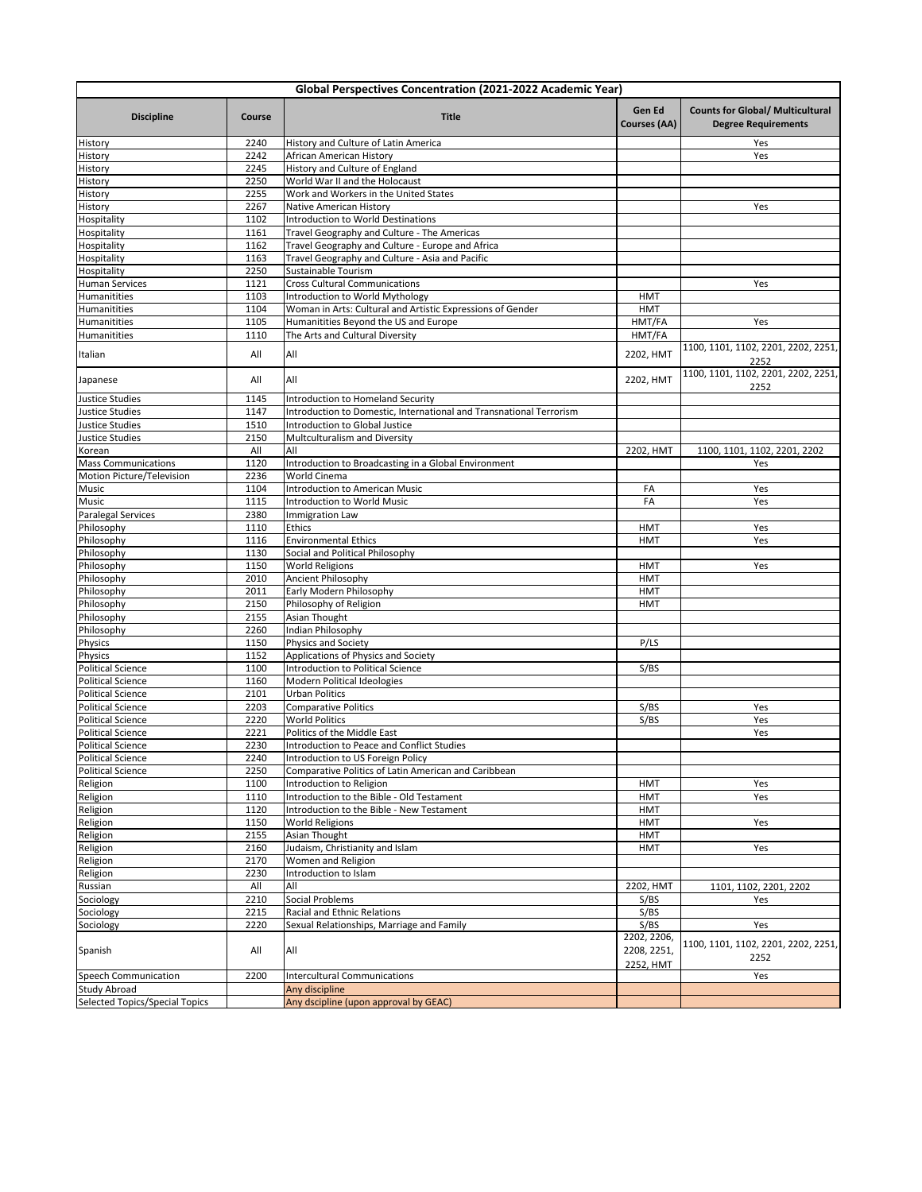| Global Perspectives Concentration (2021-2022 Academic Year) | | | | |
|---|---|---|---|---|
| **Discipline** | **Course** | **Title** | **Gen Ed Courses (AA)** | **Counts for Global/ Multicultural Degree Requirements** |
| History | 2240 | History and Culture of Latin America | | Yes |
| History | 2242 | African American History | | Yes |
| History | 2245 | History and Culture of England | | |
| History | 2250 | World War II and the Holocaust | | |
| History | 2255 | Work and Workers in the United States | | |
| History | 2267 | Native American History | | Yes |
| Hospitality | 1102 | Introduction to World Destinations | | |
| Hospitality | 1161 | Travel Geography and Culture - The Americas | | |
| Hospitality | 1162 | Travel Geography and Culture - Europe and Africa | | |
| Hospitality | 1163 | Travel Geography and Culture - Asia and Pacific | | |
| Hospitality | 2250 | Sustainable Tourism | | |
| Human Services | 1121 | Cross Cultural Communications | | Yes |
| Humanitities | 1103 | Introduction to World Mythology | HMT | |
| Humanitities | 1104 | Woman in Arts: Cultural and Artistic Expressions of Gender | HMT | |
| Humanitities | 1105 | Humanitities Beyond the US and Europe | HMT/FA | Yes |
| Humanitities | 1110 | The Arts and Cultural Diversity | HMT/FA | |
| Italian | All | All | 2202, HMT | 1100, 1101, 1102, 2201, 2202, 2251, 2252 |
| Japanese | All | All | 2202, HMT | 1100, 1101, 1102, 2201, 2202, 2251, 2252 |
| Justice Studies | 1145 | Introduction to Homeland Security | | |
| Justice Studies | 1147 | Introduction to Domestic, International and Transnational Terrorism | | |
| Justice Studies | 1510 | Introduction to Global Justice | | |
| Justice Studies | 2150 | Multculturalism and Diversity | | |
| Korean | All | All | 2202, HMT | 1100, 1101, 1102, 2201, 2202 |
| Mass Communications | 1120 | Introduction to Broadcasting in a Global Environment | | Yes |
| Motion Picture/Television | 2236 | World Cinema | | |
| Music | 1104 | Introduction to American Music | FA | Yes |
| Music | 1115 | Introduction to World Music | FA | Yes |
| Paralegal Services | 2380 | Immigration Law | | |
| Philosophy | 1110 | Ethics | HMT | Yes |
| Philosophy | 1116 | Environmental Ethics | HMT | Yes |
| Philosophy | 1130 | Social and Political Philosophy | | |
| Philosophy | 1150 | World Religions | HMT | Yes |
| Philosophy | 2010 | Ancient Philosophy | HMT | |
| Philosophy | 2011 | Early Modern Philosophy | HMT | |
| Philosophy | 2150 | Philosophy of Religion | HMT | |
| Philosophy | 2155 | Asian Thought | | |
| Philosophy | 2260 | Indian Philosophy | | |
| Physics | 1150 | Physics and Society | P/LS | |
| Physics | 1152 | Applications of Physics and Society | | |
| Political Science | 1100 | Introduction to Political Science | S/BS | |
| Political Science | 1160 | Modern Political Ideologies | | |
| Political Science | 2101 | Urban Politics | | |
| Political Science | 2203 | Comparative Politics | S/BS | Yes |
| Political Science | 2220 | World Politics | S/BS | Yes |
| Political Science | 2221 | Politics of the Middle East | | Yes |
| Political Science | 2230 | Introduction to Peace and Conflict Studies | | |
| Political Science | 2240 | Introduction to US Foreign Policy | | |
| Political Science | 2250 | Comparative Politics of Latin American and Caribbean | | |
| Religion | 1100 | Introduction to Religion | HMT | Yes |
| Religion | 1110 | Introduction to the Bible - Old Testament | HMT | Yes |
| Religion | 1120 | Introduction to the Bible - New Testament | HMT | |
| Religion | 1150 | World Religions | HMT | Yes |
| Religion | 2155 | Asian Thought | HMT | |
| Religion | 2160 | Judaism, Christianity and Islam | HMT | Yes |
| Religion | 2170 | Women and Religion | | |
| Religion | 2230 | Introduction to Islam | | |
| Russian | All | All | 2202, HMT | 1101, 1102, 2201, 2202 |
| Sociology | 2210 | Social Problems | S/BS | Yes |
| Sociology | 2215 | Racial and Ethnic Relations | S/BS | |
| Sociology | 2220 | Sexual Relationships, Marriage and Family | S/BS | Yes |
| Spanish | All | All | 2202, 2206, 2208, 2251, 2252, HMT | 1100, 1101, 1102, 2201, 2202, 2251, 2252 |
| Speech Communication | 2200 | Intercultural Communications | | Yes |
| Study Abroad | | Any discipline | | |
| Selected Topics/Special Topics | | Any dscipline (upon approval by GEAC) | | |